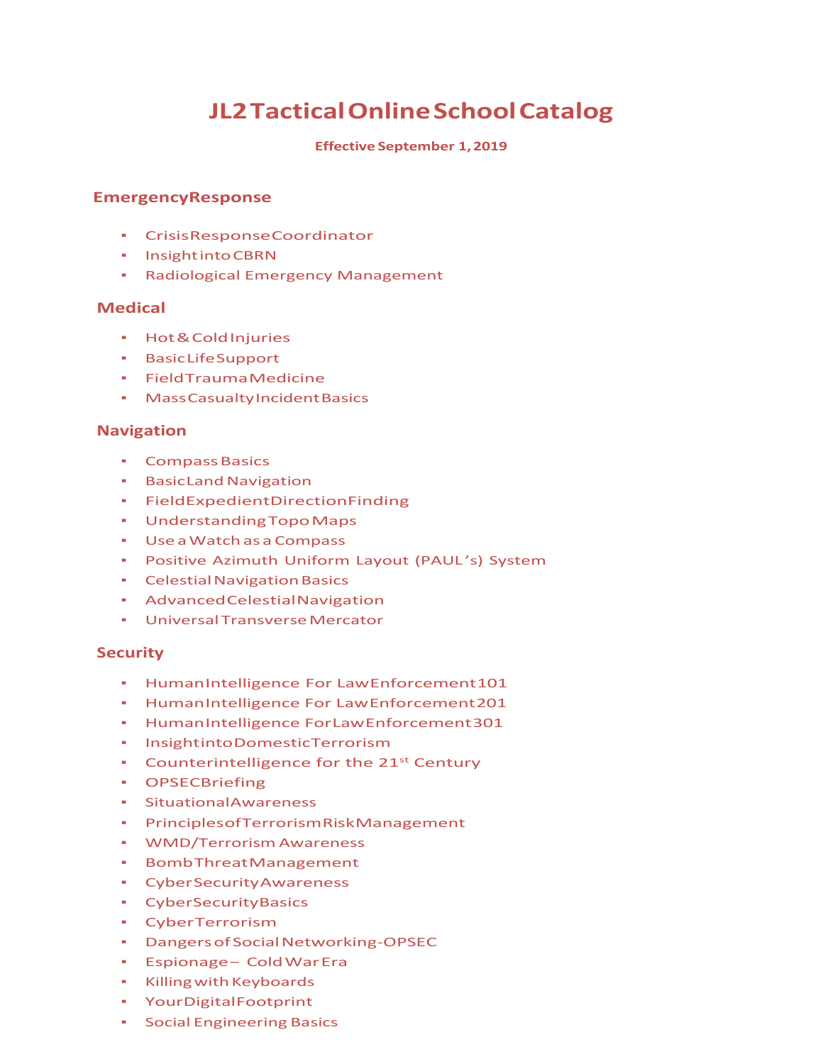# JL2 Tactical Online School Catalog

**Effective September 1, 2019**

## Emergency Response

- Crisis Response Coordinator
- Insight into CBRN
- Radiological Emergency Management

## Medical

- Hot & Cold Injuries
- Basic Life Support
- Field Trauma Medicine
- Mass Casualty Incident Basics

## Navigation

- Compass Basics
- Basic Land Navigation
- Field Expedient Direction Finding
- Understanding Topo Maps
- Use a Watch as a Compass
- Positive Azimuth Uniform Layout (PAUL's) System
- Celestial Navigation Basics
- Advanced Celestial Navigation
- Universal Transverse Mercator

## Security

- Human Intelligence For Law Enforcement 101
- Human Intelligence For Law Enforcement 201
- Human Intelligence For Law Enforcement 301
- Insight into Domestic Terrorism
- Counterintelligence for the 21st Century
- OPSEC Briefing
- Situational Awareness
- Principles of Terrorism Risk Management
- WMD/Terrorism Awareness
- Bomb Threat Management
- Cyber Security Awareness
- Cyber Security Basics
- Cyber Terrorism
- Dangers of Social Networking-OPSEC
- Espionage – Cold War Era
- Killing with Keyboards
- Your Digital Footprint
- Social Engineering Basics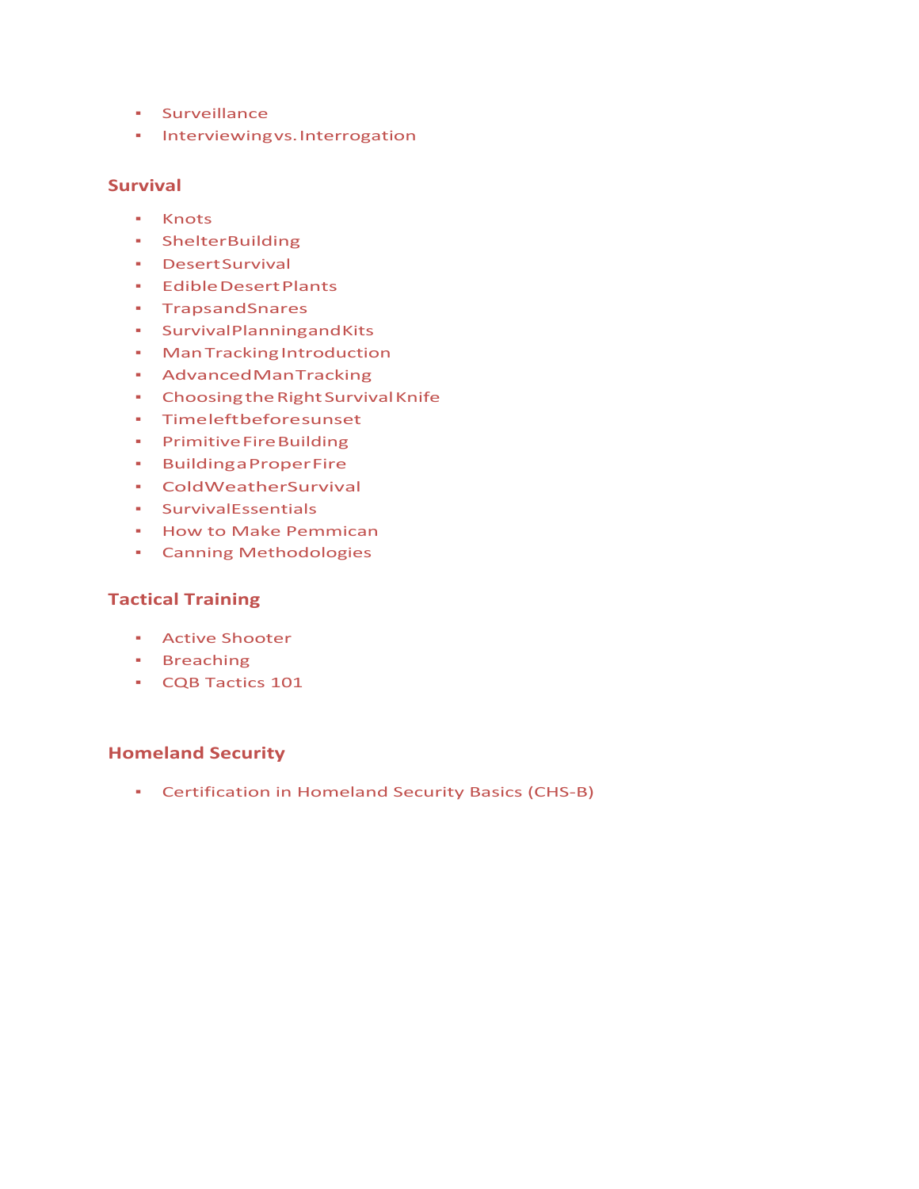- Surveillance
- Interviewing vs. Interrogation

## Survival

- Knots
- Shelter Building
- Desert Survival
- Edible Desert Plants
- Traps and Snares
- Survival Planning and Kits
- Man Tracking Introduction
- Advanced Man Tracking
- Choosing the Right Survival Knife
- Time left before sunset
- Primitive Fire Building
- Building a Proper Fire
- Cold Weather Survival
- Survival Essentials
- How to Make Pemmican
- Canning Methodologies

## Tactical Training

- Active Shooter
- Breaching
- CQB Tactics 101

## Homeland Security

- Certification in Homeland Security Basics (CHS-B)